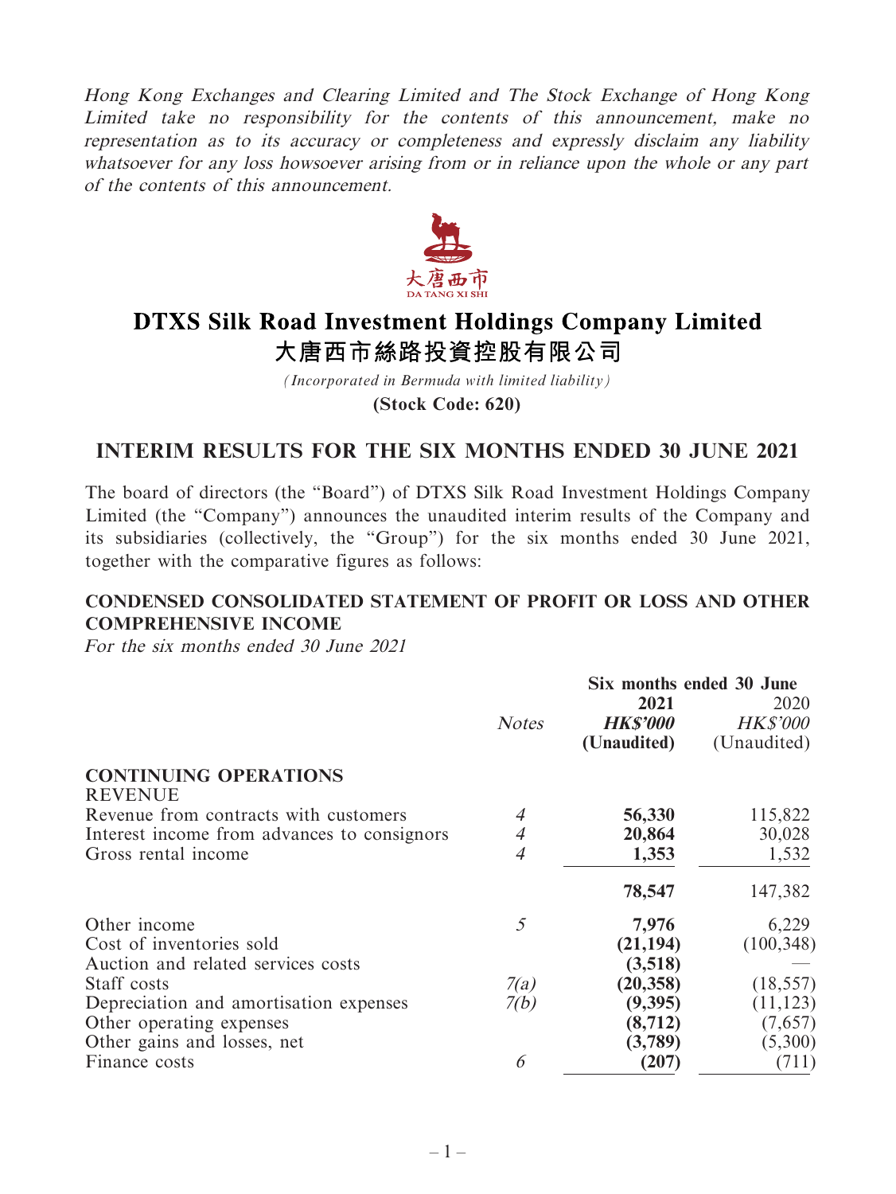*Hong Kong Exchanges and Clearing Limited and The Stock Exchange of Hong Kong Limited take no responsibility for the contents of this announcement, make no representation as to its accuracy or completeness and expressly disclaim any liability whatsoever for any loss howsoever arising from or in reliance upon the whole or any part of the contents of this announcement.*

大唐西市
DA TANG XI SHI

# DTXS Silk Road Investment Holdings Company Limited
# 大唐西市絲路投資控股有限公司

*(Incorporated in Bermuda with limited liability)*

**(Stock Code: 620)**

## INTERIM RESULTS FOR THE SIX MONTHS ENDED 30 JUNE 2021

The board of directors (the "Board") of DTXS Silk Road Investment Holdings Company Limited (the "Company") announces the unaudited interim results of the Company and its subsidiaries (collectively, the "Group") for the six months ended 30 June 2021, together with the comparative figures as follows:

### CONDENSED CONSOLIDATED STATEMENT OF PROFIT OR LOSS AND OTHER COMPREHENSIVE INCOME

*For the six months ended 30 June 2021*

| | | Six months ended 30 June | |
|---|---|---|---|
| | *Notes* | **2021** | 2020 |
| | | ***HK$'000*** | *HK$'000* |
| | | **(Unaudited)** | (Unaudited) |
| **CONTINUING OPERATIONS** | | | |
| REVENUE | | | |
| Revenue from contracts with customers | *4* | **56,330** | 115,822 |
| Interest income from advances to consignors | *4* | **20,864** | 30,028 |
| Gross rental income | *4* | **1,353** | 1,532 |
| | | **78,547** | 147,382 |
| Other income | *5* | **7,976** | 6,229 |
| Cost of inventories sold | | **(21,194)** | (100,348) |
| Auction and related services costs | | **(3,518)** | — |
| Staff costs | *7(a)* | **(20,358)** | (18,557) |
| Depreciation and amortisation expenses | *7(b)* | **(9,395)** | (11,123) |
| Other operating expenses | | **(8,712)** | (7,657) |
| Other gains and losses, net | | **(3,789)** | (5,300) |
| Finance costs | *6* | **(207)** | (711) |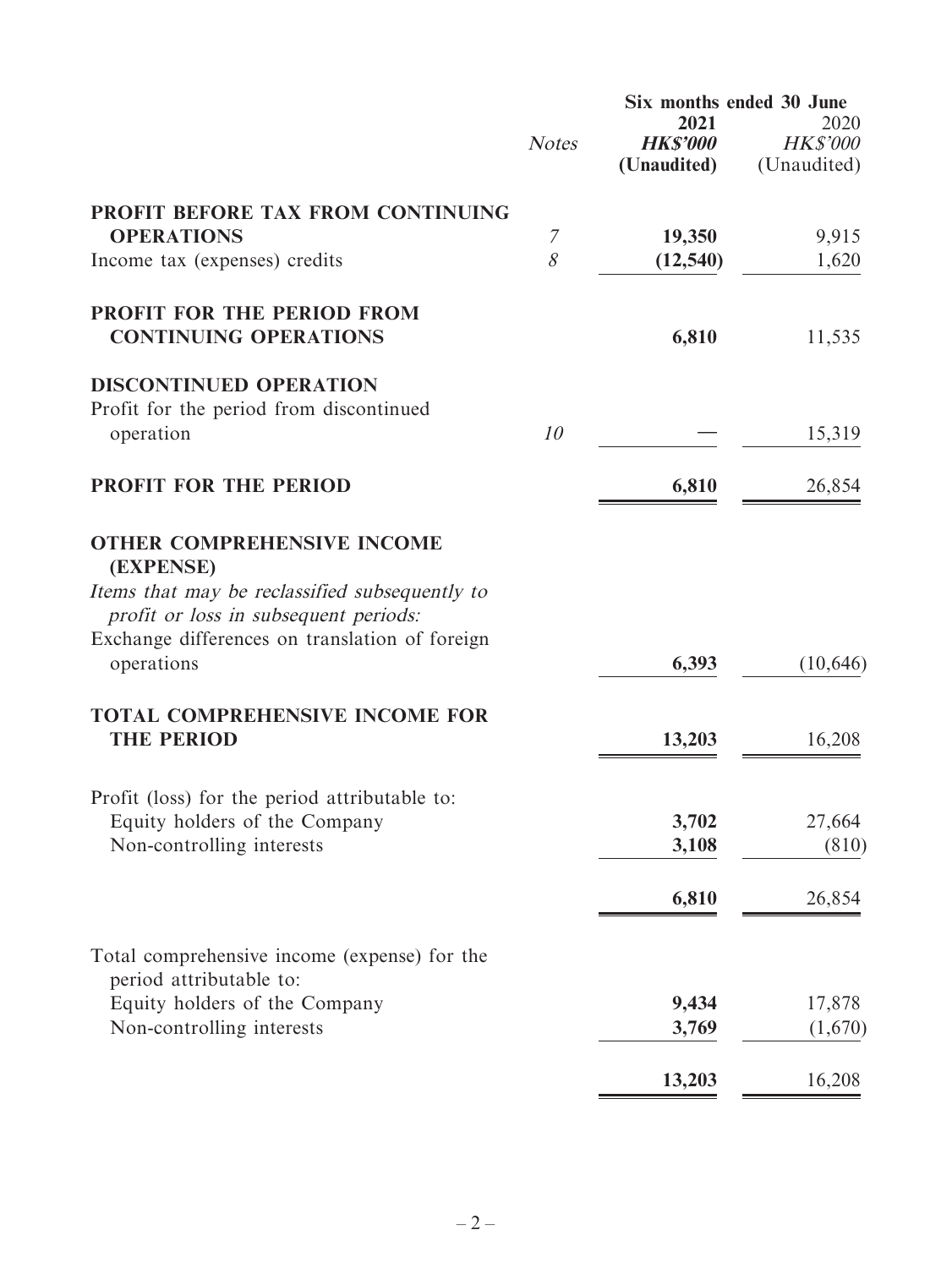| | Notes | Six months ended 30 June | |
|---|---|---|---|
| | | **2021** | 2020 |
| | | ***HK$'000*** | *HK$'000* |
| | | **(Unaudited)** | (Unaudited) |
| **PROFIT BEFORE TAX FROM CONTINUING OPERATIONS** | *7* | **19,350** | 9,915 |
| Income tax (expenses) credits | *8* | **(12,540)** | 1,620 |
| **PROFIT FOR THE PERIOD FROM CONTINUING OPERATIONS** | | **6,810** | 11,535 |
| **DISCONTINUED OPERATION** | | | |
| Profit for the period from discontinued operation | *10* | **—** | 15,319 |
| **PROFIT FOR THE PERIOD** | | **6,810** | 26,854 |
| **OTHER COMPREHENSIVE INCOME (EXPENSE)** | | | |
| *Items that may be reclassified subsequently to profit or loss in subsequent periods:* | | | |
| Exchange differences on translation of foreign operations | | **6,393** | (10,646) |
| **TOTAL COMPREHENSIVE INCOME FOR THE PERIOD** | | **13,203** | 16,208 |
| Profit (loss) for the period attributable to: | | | |
| Equity holders of the Company | | **3,702** | 27,664 |
| Non-controlling interests | | **3,108** | (810) |
| | | **6,810** | 26,854 |
| Total comprehensive income (expense) for the period attributable to: | | | |
| Equity holders of the Company | | **9,434** | 17,878 |
| Non-controlling interests | | **3,769** | (1,670) |
| | | **13,203** | 16,208 |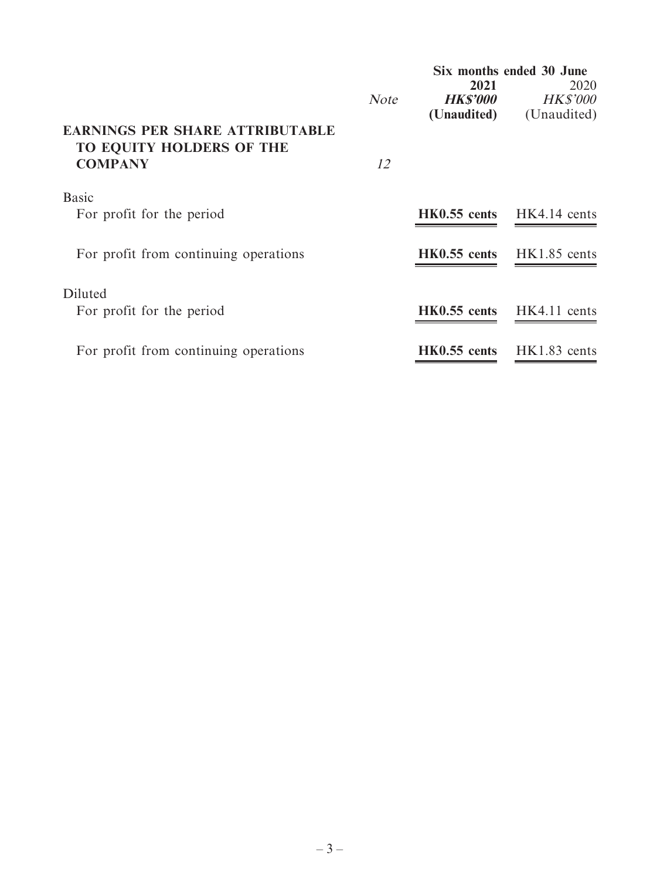| | Note | Six months ended 30 June | |
|---|---|---|---|
| | | **2021** | 2020 |
| | | ***HK$'000*** | *HK$'000* |
| | | **(Unaudited)** | (Unaudited) |
| **EARNINGS PER SHARE ATTRIBUTABLE TO EQUITY HOLDERS OF THE COMPANY** | *12* | | |
| Basic | | | |
| For profit for the period | | **HK0.55 cents** | HK4.14 cents |
| For profit from continuing operations | | **HK0.55 cents** | HK1.85 cents |
| Diluted | | | |
| For profit for the period | | **HK0.55 cents** | HK4.11 cents |
| For profit from continuing operations | | **HK0.55 cents** | HK1.83 cents |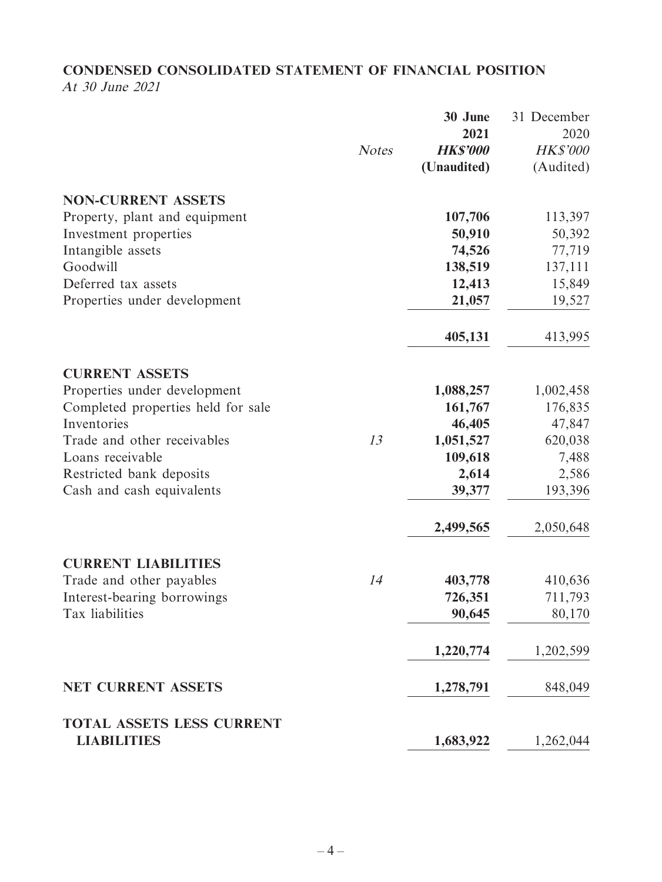## CONDENSED CONSOLIDATED STATEMENT OF FINANCIAL POSITION

*At 30 June 2021*

| | Notes | 30 June 2021 HK$'000 (Unaudited) | 31 December 2020 HK$'000 (Audited) |
|---|---|---|---|
| **NON-CURRENT ASSETS** | | | |
| Property, plant and equipment | | **107,706** | 113,397 |
| Investment properties | | **50,910** | 50,392 |
| Intangible assets | | **74,526** | 77,719 |
| Goodwill | | **138,519** | 137,111 |
| Deferred tax assets | | **12,413** | 15,849 |
| Properties under development | | **21,057** | 19,527 |
| | | **405,131** | 413,995 |
| **CURRENT ASSETS** | | | |
| Properties under development | | **1,088,257** | 1,002,458 |
| Completed properties held for sale | | **161,767** | 176,835 |
| Inventories | | **46,405** | 47,847 |
| Trade and other receivables | 13 | **1,051,527** | 620,038 |
| Loans receivable | | **109,618** | 7,488 |
| Restricted bank deposits | | **2,614** | 2,586 |
| Cash and cash equivalents | | **39,377** | 193,396 |
| | | **2,499,565** | 2,050,648 |
| **CURRENT LIABILITIES** | | | |
| Trade and other payables | 14 | **403,778** | 410,636 |
| Interest-bearing borrowings | | **726,351** | 711,793 |
| Tax liabilities | | **90,645** | 80,170 |
| | | **1,220,774** | 1,202,599 |
| **NET CURRENT ASSETS** | | **1,278,791** | 848,049 |
| **TOTAL ASSETS LESS CURRENT LIABILITIES** | | **1,683,922** | 1,262,044 |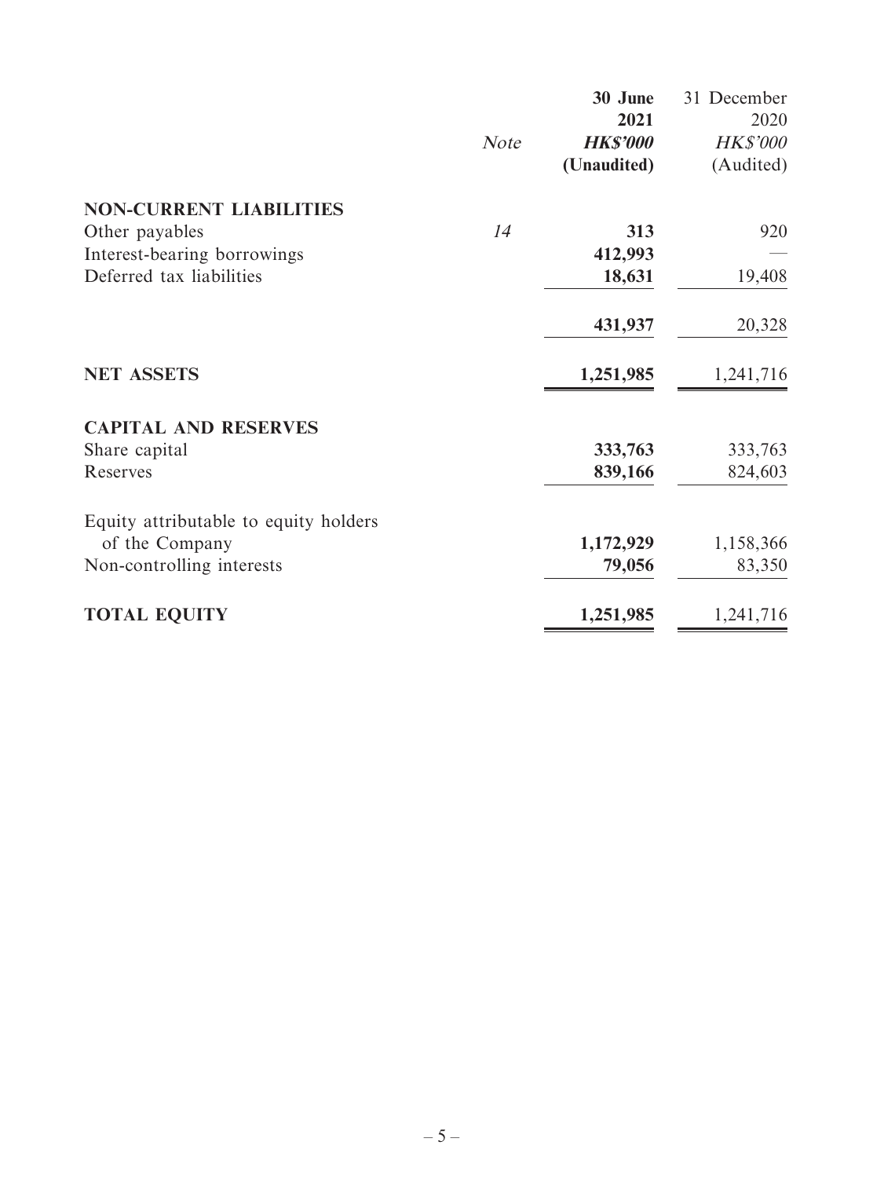| | Note | 30 June 2021 HK$'000 (Unaudited) | 31 December 2020 HK$'000 (Audited) |
|---|---|---|---|
| **NON-CURRENT LIABILITIES** | | | |
| Other payables | 14 | **313** | 920 |
| Interest-bearing borrowings | | **412,993** | — |
| Deferred tax liabilities | | **18,631** | 19,408 |
| | | **431,937** | 20,328 |
| **NET ASSETS** | | **1,251,985** | 1,241,716 |
| **CAPITAL AND RESERVES** | | | |
| Share capital | | **333,763** | 333,763 |
| Reserves | | **839,166** | 824,603 |
| Equity attributable to equity holders of the Company | | **1,172,929** | 1,158,366 |
| Non-controlling interests | | **79,056** | 83,350 |
| **TOTAL EQUITY** | | **1,251,985** | 1,241,716 |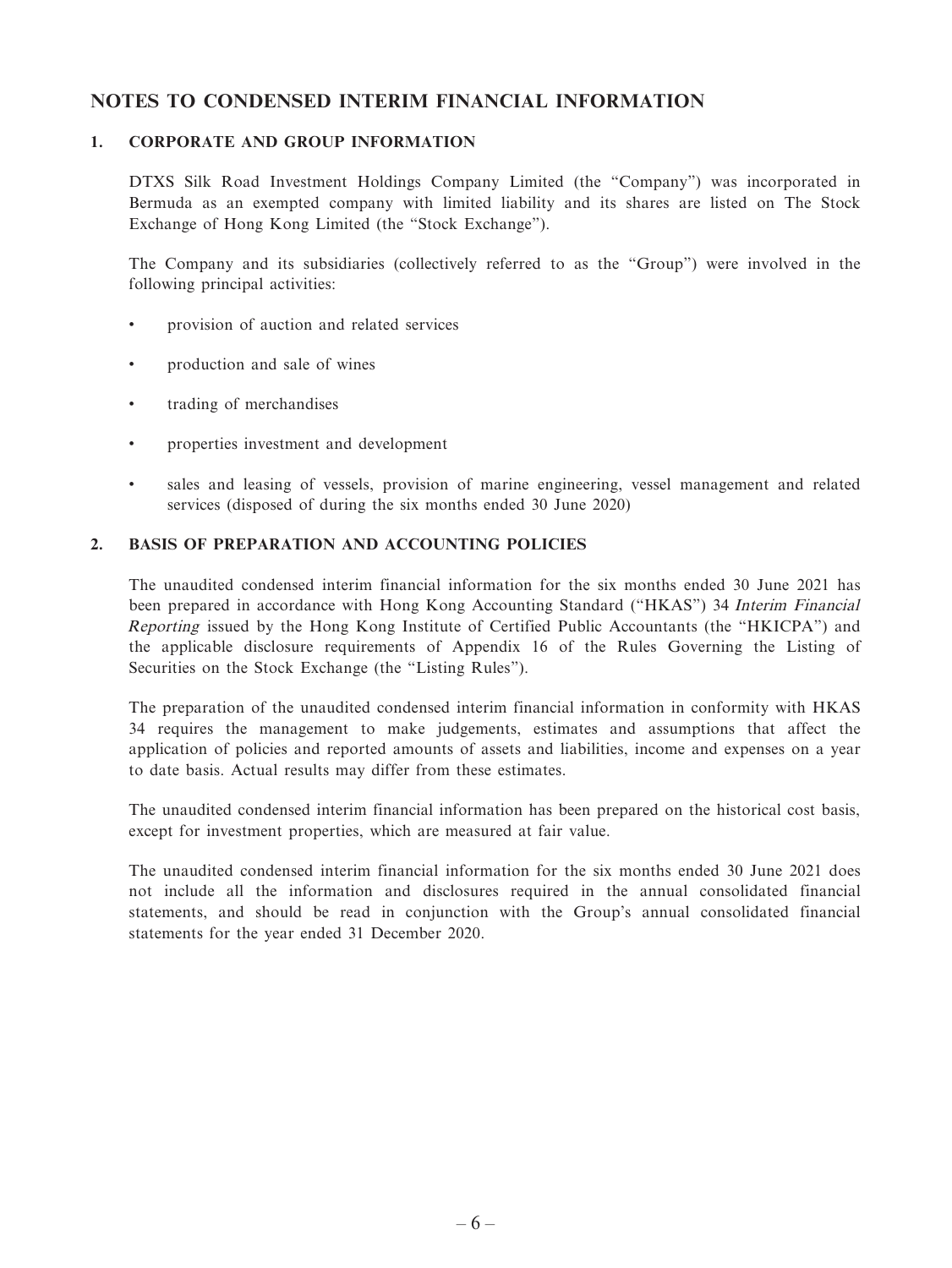# NOTES TO CONDENSED INTERIM FINANCIAL INFORMATION

## 1. CORPORATE AND GROUP INFORMATION

DTXS Silk Road Investment Holdings Company Limited (the "Company") was incorporated in Bermuda as an exempted company with limited liability and its shares are listed on The Stock Exchange of Hong Kong Limited (the "Stock Exchange").

The Company and its subsidiaries (collectively referred to as the "Group") were involved in the following principal activities:

- provision of auction and related services
- production and sale of wines
- trading of merchandises
- properties investment and development
- sales and leasing of vessels, provision of marine engineering, vessel management and related services (disposed of during the six months ended 30 June 2020)

## 2. BASIS OF PREPARATION AND ACCOUNTING POLICIES

The unaudited condensed interim financial information for the six months ended 30 June 2021 has been prepared in accordance with Hong Kong Accounting Standard ("HKAS") 34 *Interim Financial Reporting* issued by the Hong Kong Institute of Certified Public Accountants (the "HKICPA") and the applicable disclosure requirements of Appendix 16 of the Rules Governing the Listing of Securities on the Stock Exchange (the "Listing Rules").

The preparation of the unaudited condensed interim financial information in conformity with HKAS 34 requires the management to make judgements, estimates and assumptions that affect the application of policies and reported amounts of assets and liabilities, income and expenses on a year to date basis. Actual results may differ from these estimates.

The unaudited condensed interim financial information has been prepared on the historical cost basis, except for investment properties, which are measured at fair value.

The unaudited condensed interim financial information for the six months ended 30 June 2021 does not include all the information and disclosures required in the annual consolidated financial statements, and should be read in conjunction with the Group's annual consolidated financial statements for the year ended 31 December 2020.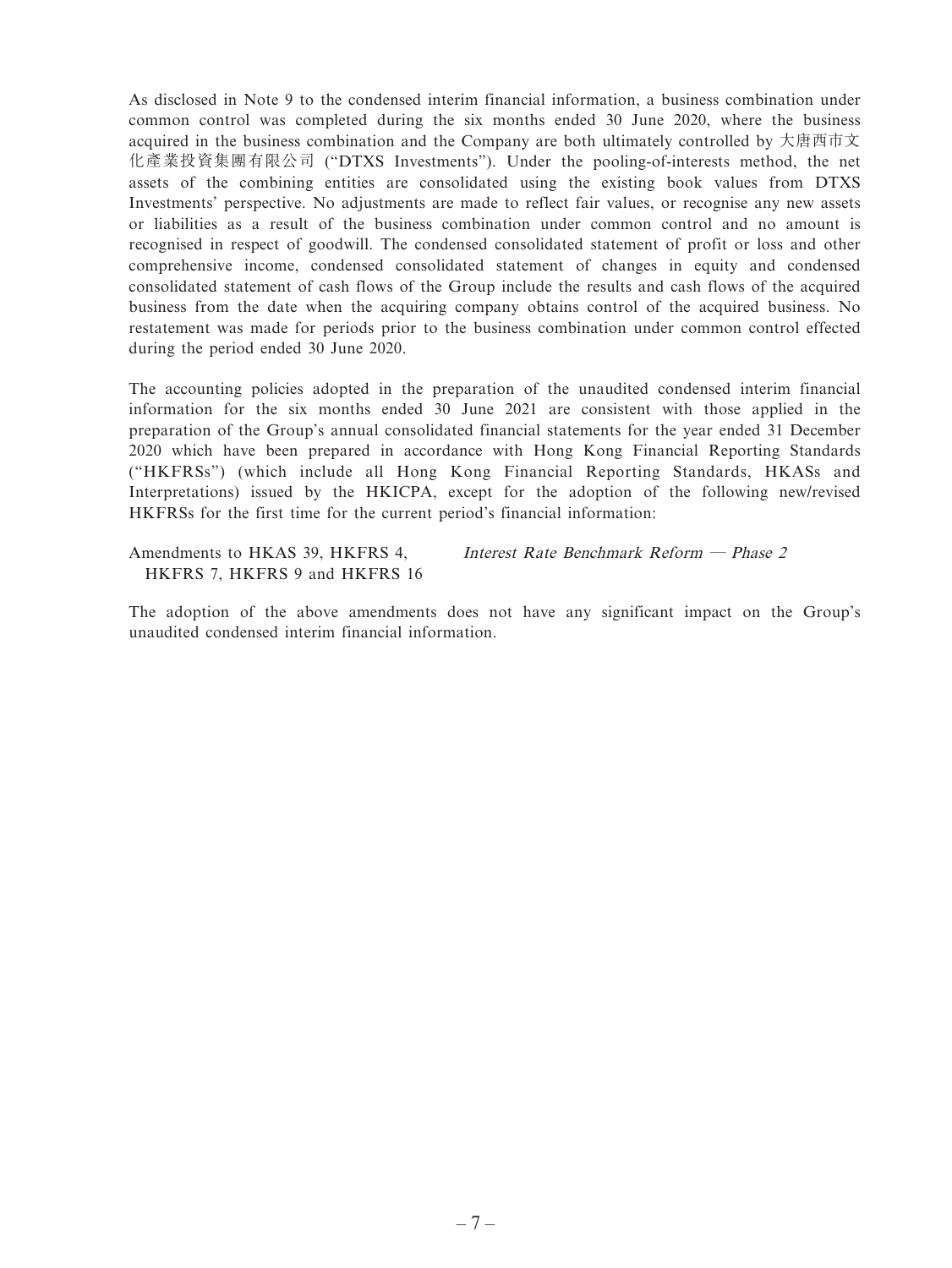As disclosed in Note 9 to the condensed interim financial information, a business combination under common control was completed during the six months ended 30 June 2020, where the business acquired in the business combination and the Company are both ultimately controlled by 大唐西市文化產業投資集團有限公司 ("DTXS Investments"). Under the pooling-of-interests method, the net assets of the combining entities are consolidated using the existing book values from DTXS Investments' perspective. No adjustments are made to reflect fair values, or recognise any new assets or liabilities as a result of the business combination under common control and no amount is recognised in respect of goodwill. The condensed consolidated statement of profit or loss and other comprehensive income, condensed consolidated statement of changes in equity and condensed consolidated statement of cash flows of the Group include the results and cash flows of the acquired business from the date when the acquiring company obtains control of the acquired business. No restatement was made for periods prior to the business combination under common control effected during the period ended 30 June 2020.

The accounting policies adopted in the preparation of the unaudited condensed interim financial information for the six months ended 30 June 2021 are consistent with those applied in the preparation of the Group's annual consolidated financial statements for the year ended 31 December 2020 which have been prepared in accordance with Hong Kong Financial Reporting Standards ("HKFRSs") (which include all Hong Kong Financial Reporting Standards, HKASs and Interpretations) issued by the HKICPA, except for the adoption of the following new/revised HKFRSs for the first time for the current period's financial information:

| | |
|---|---|
| Amendments to HKAS 39, HKFRS 4, HKFRS 7, HKFRS 9 and HKFRS 16 | *Interest Rate Benchmark Reform — Phase 2* |

The adoption of the above amendments does not have any significant impact on the Group's unaudited condensed interim financial information.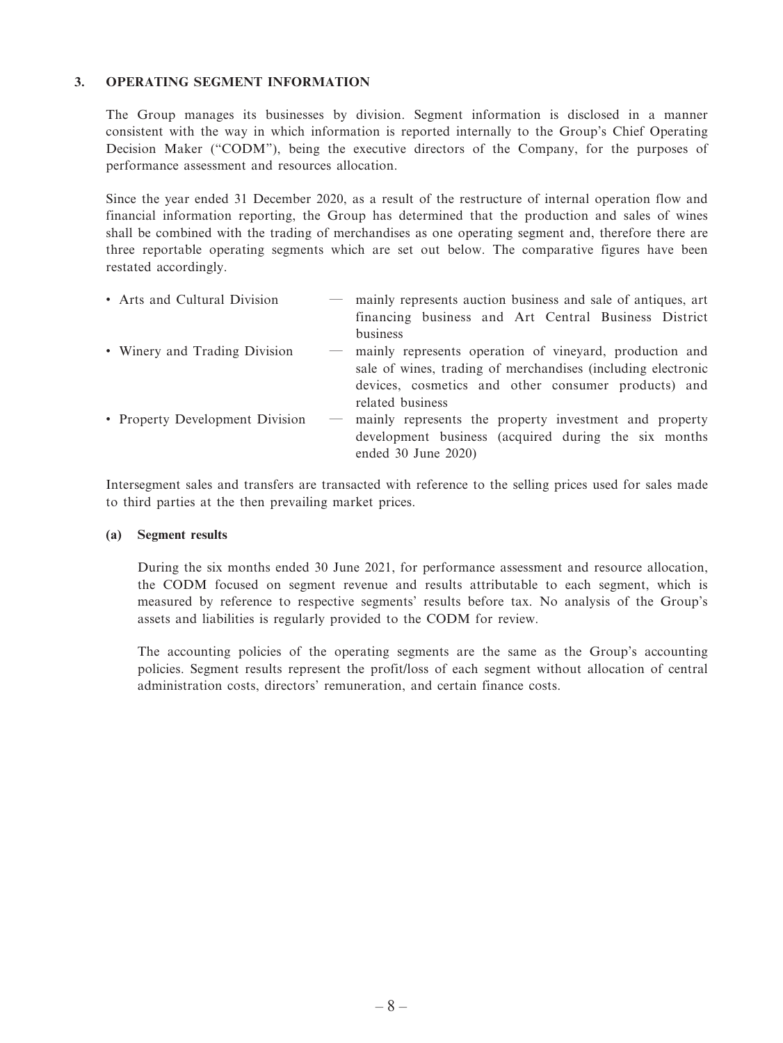### 3. OPERATING SEGMENT INFORMATION

The Group manages its businesses by division. Segment information is disclosed in a manner consistent with the way in which information is reported internally to the Group's Chief Operating Decision Maker ("CODM"), being the executive directors of the Company, for the purposes of performance assessment and resources allocation.

Since the year ended 31 December 2020, as a result of the restructure of internal operation flow and financial information reporting, the Group has determined that the production and sales of wines shall be combined with the trading of merchandises as one operating segment and, therefore there are three reportable operating segments which are set out below. The comparative figures have been restated accordingly.

- Arts and Cultural Division — mainly represents auction business and sale of antiques, art financing business and Art Central Business District business
- Winery and Trading Division — mainly represents operation of vineyard, production and sale of wines, trading of merchandises (including electronic devices, cosmetics and other consumer products) and related business
- Property Development Division — mainly represents the property investment and property development business (acquired during the six months ended 30 June 2020)

Intersegment sales and transfers are transacted with reference to the selling prices used for sales made to third parties at the then prevailing market prices.

#### (a) Segment results

During the six months ended 30 June 2021, for performance assessment and resource allocation, the CODM focused on segment revenue and results attributable to each segment, which is measured by reference to respective segments' results before tax. No analysis of the Group's assets and liabilities is regularly provided to the CODM for review.

The accounting policies of the operating segments are the same as the Group's accounting policies. Segment results represent the profit/loss of each segment without allocation of central administration costs, directors' remuneration, and certain finance costs.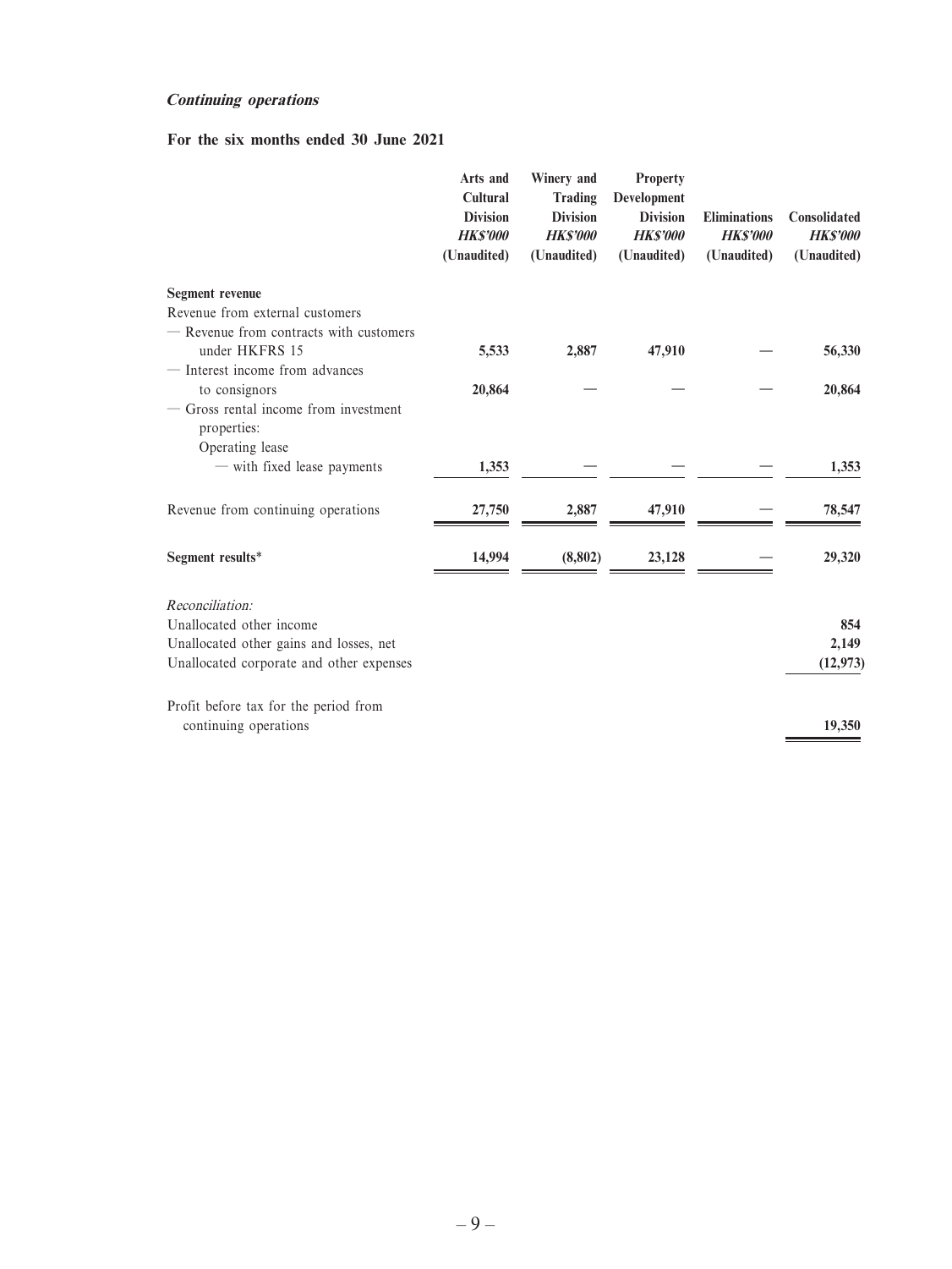***Continuing operations***

**For the six months ended 30 June 2021**

| | Arts and Cultural Division *HK$'000* (Unaudited) | Winery and Trading Division *HK$'000* (Unaudited) | Property Development Division *HK$'000* (Unaudited) | Eliminations *HK$'000* (Unaudited) | Consolidated *HK$'000* (Unaudited) |
|---|---|---|---|---|---|
| **Segment revenue** | | | | | |
| Revenue from external customers | | | | | |
| — Revenue from contracts with customers under HKFRS 15 | 5,533 | 2,887 | 47,910 | — | 56,330 |
| — Interest income from advances to consignors | 20,864 | — | — | — | 20,864 |
| — Gross rental income from investment properties: | | | | | |
| Operating lease | | | | | |
| — with fixed lease payments | 1,353 | — | — | — | 1,353 |
| Revenue from continuing operations | 27,750 | 2,887 | 47,910 | — | 78,547 |
| **Segment results*** | 14,994 | (8,802) | 23,128 | — | 29,320 |
| *Reconciliation:* | | | | | |
| Unallocated other income | | | | | 854 |
| Unallocated other gains and losses, net | | | | | 2,149 |
| Unallocated corporate and other expenses | | | | | (12,973) |
| Profit before tax for the period from continuing operations | | | | | 19,350 |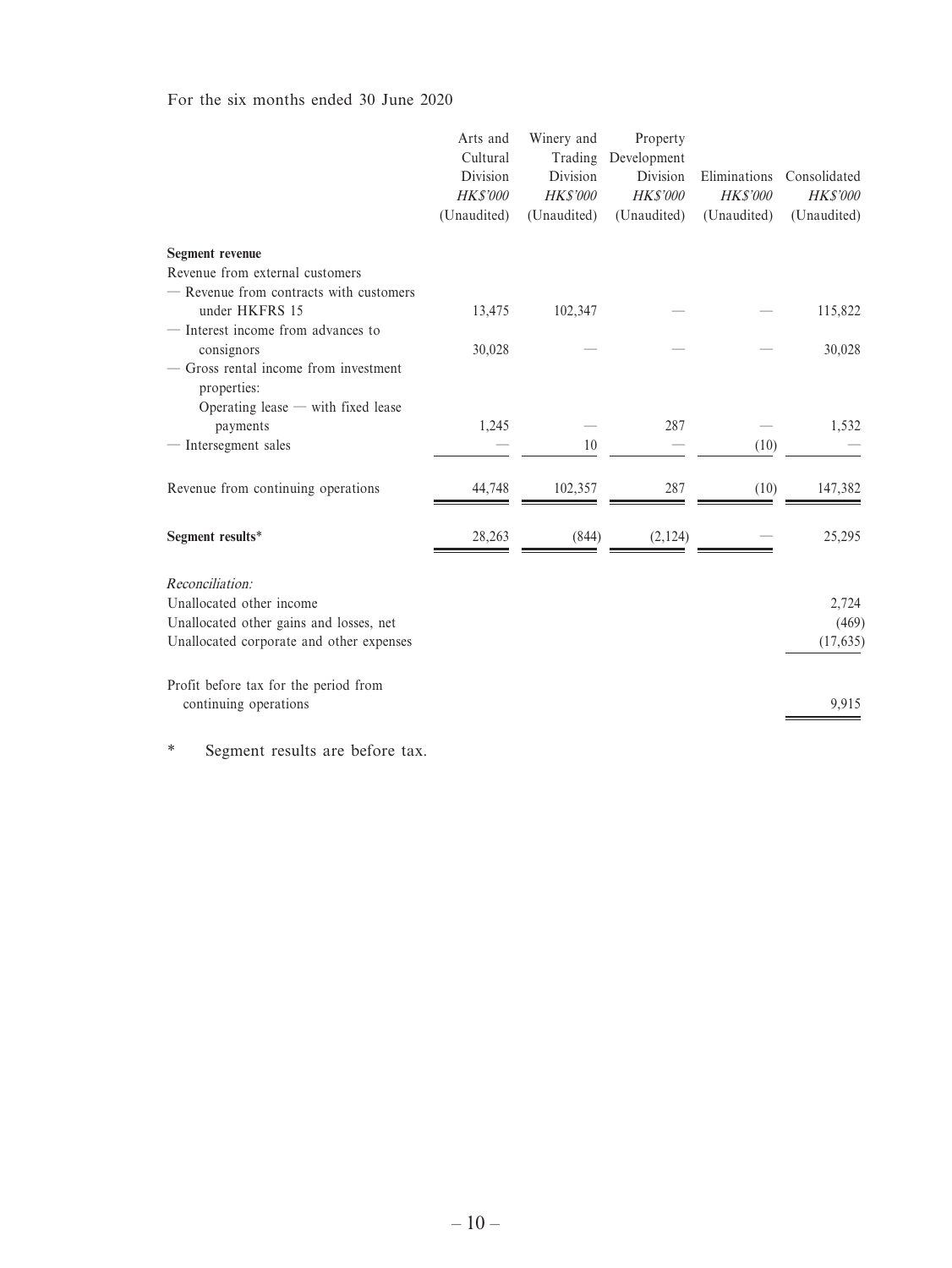For the six months ended 30 June 2020

| | Arts and Cultural Division | Winery and Trading Division | Property Development Division | Eliminations | Consolidated |
|---|---|---|---|---|---|
| | *HK$'000* | *HK$'000* | *HK$'000* | *HK$'000* | *HK$'000* |
| | (Unaudited) | (Unaudited) | (Unaudited) | (Unaudited) | (Unaudited) |
| **Segment revenue** | | | | | |
| Revenue from external customers | | | | | |
| — Revenue from contracts with customers under HKFRS 15 | 13,475 | 102,347 | — | — | 115,822 |
| — Interest income from advances to consignors | 30,028 | — | — | — | 30,028 |
| — Gross rental income from investment properties: Operating lease — with fixed lease payments | 1,245 | — | 287 | — | 1,532 |
| — Intersegment sales | — | 10 | — | (10) | — |
| Revenue from continuing operations | 44,748 | 102,357 | 287 | (10) | 147,382 |
| **Segment results*** | 28,263 | (844) | (2,124) | — | 25,295 |
| *Reconciliation:* | | | | | |
| Unallocated other income | | | | | 2,724 |
| Unallocated other gains and losses, net | | | | | (469) |
| Unallocated corporate and other expenses | | | | | (17,635) |
| Profit before tax for the period from continuing operations | | | | | 9,915 |

\* Segment results are before tax.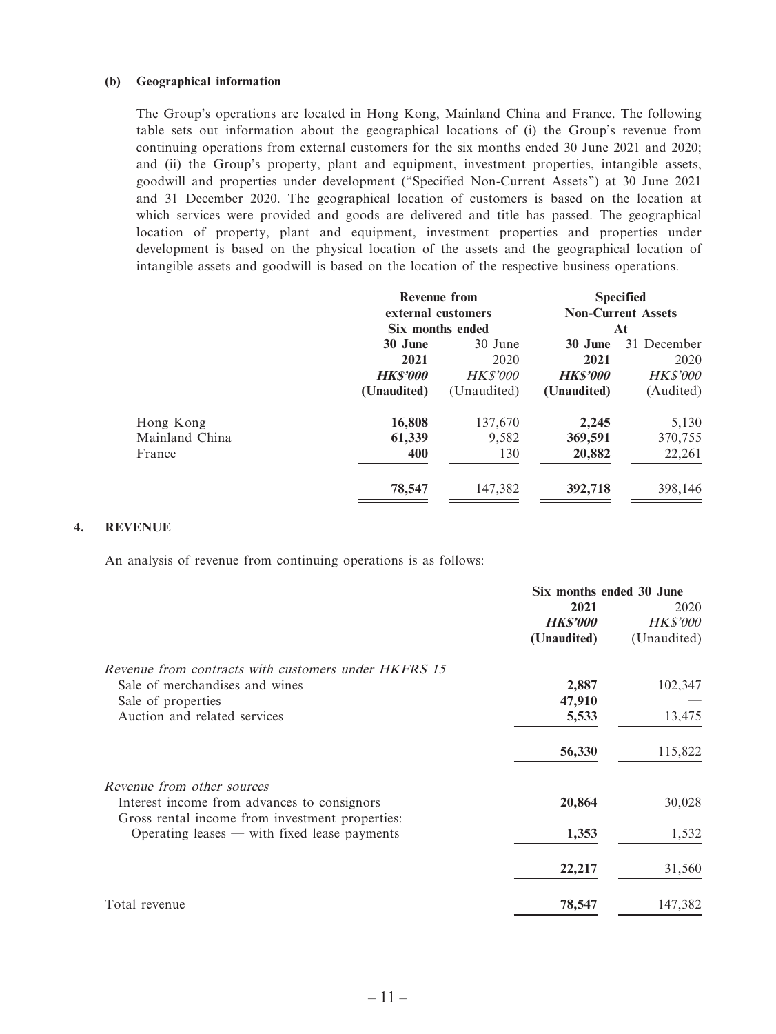**(b) Geographical information**

The Group's operations are located in Hong Kong, Mainland China and France. The following table sets out information about the geographical locations of (i) the Group's revenue from continuing operations from external customers for the six months ended 30 June 2021 and 2020; and (ii) the Group's property, plant and equipment, investment properties, intangible assets, goodwill and properties under development ("Specified Non-Current Assets") at 30 June 2021 and 31 December 2020. The geographical location of customers is based on the location at which services were provided and goods are delivered and title has passed. The geographical location of property, plant and equipment, investment properties and properties under development is based on the physical location of the assets and the geographical location of intangible assets and goodwill is based on the location of the respective business operations.

| | Revenue from external customers Six months ended | | Specified Non-Current Assets At | |
|---|---|---|---|---|
| | **30 June 2021** | 30 June 2020 | **30 June 2021** | 31 December 2020 |
| | ***HK$'000*** | *HK$'000* | ***HK$'000*** | *HK$'000* |
| | **(Unaudited)** | (Unaudited) | **(Unaudited)** | (Audited) |
| Hong Kong | **16,808** | 137,670 | **2,245** | 5,130 |
| Mainland China | **61,339** | 9,582 | **369,591** | 370,755 |
| France | **400** | 130 | **20,882** | 22,261 |
| | **78,547** | 147,382 | **392,718** | 398,146 |

## 4. REVENUE

An analysis of revenue from continuing operations is as follows:

| | Six months ended 30 June | |
|---|---|---|
| | **2021** | 2020 |
| | ***HK$'000*** | *HK$'000* |
| | **(Unaudited)** | (Unaudited) |
| *Revenue from contracts with customers under HKFRS 15* | | |
| Sale of merchandises and wines | **2,887** | 102,347 |
| Sale of properties | **47,910** | — |
| Auction and related services | **5,533** | 13,475 |
| | **56,330** | 115,822 |
| *Revenue from other sources* | | |
| Interest income from advances to consignors | **20,864** | 30,028 |
| Gross rental income from investment properties: | | |
| Operating leases — with fixed lease payments | **1,353** | 1,532 |
| | **22,217** | 31,560 |
| Total revenue | **78,547** | 147,382 |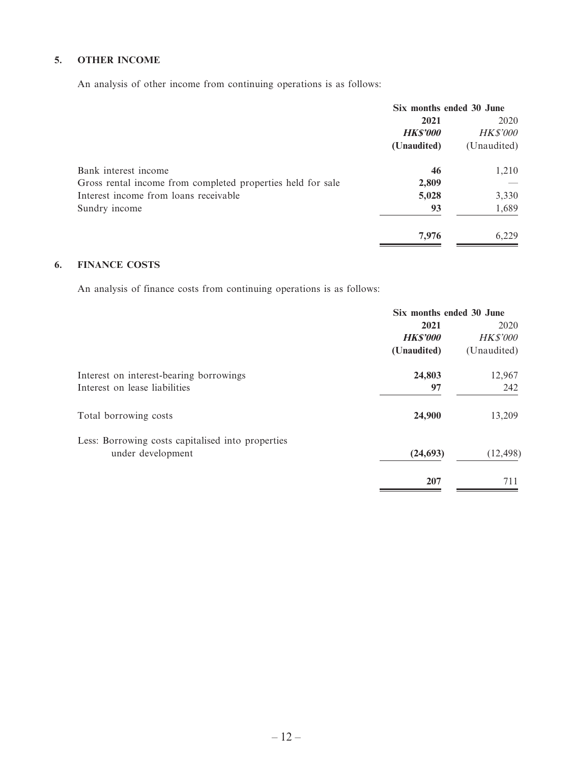## 5. OTHER INCOME

An analysis of other income from continuing operations is as follows:

| | Six months ended 30 June | |
|---|---|---|
| | **2021** | 2020 |
| | ***HK$'000*** | *HK$'000* |
| | **(Unaudited)** | (Unaudited) |
| Bank interest income | **46** | 1,210 |
| Gross rental income from completed properties held for sale | **2,809** | — |
| Interest income from loans receivable | **5,028** | 3,330 |
| Sundry income | **93** | 1,689 |
| | **7,976** | 6,229 |

## 6. FINANCE COSTS

An analysis of finance costs from continuing operations is as follows:

| | Six months ended 30 June | |
|---|---|---|
| | **2021** | 2020 |
| | ***HK$'000*** | *HK$'000* |
| | **(Unaudited)** | (Unaudited) |
| Interest on interest-bearing borrowings | **24,803** | 12,967 |
| Interest on lease liabilities | **97** | 242 |
| Total borrowing costs | **24,900** | 13,209 |
| Less: Borrowing costs capitalised into properties under development | **(24,693)** | (12,498) |
| | **207** | 711 |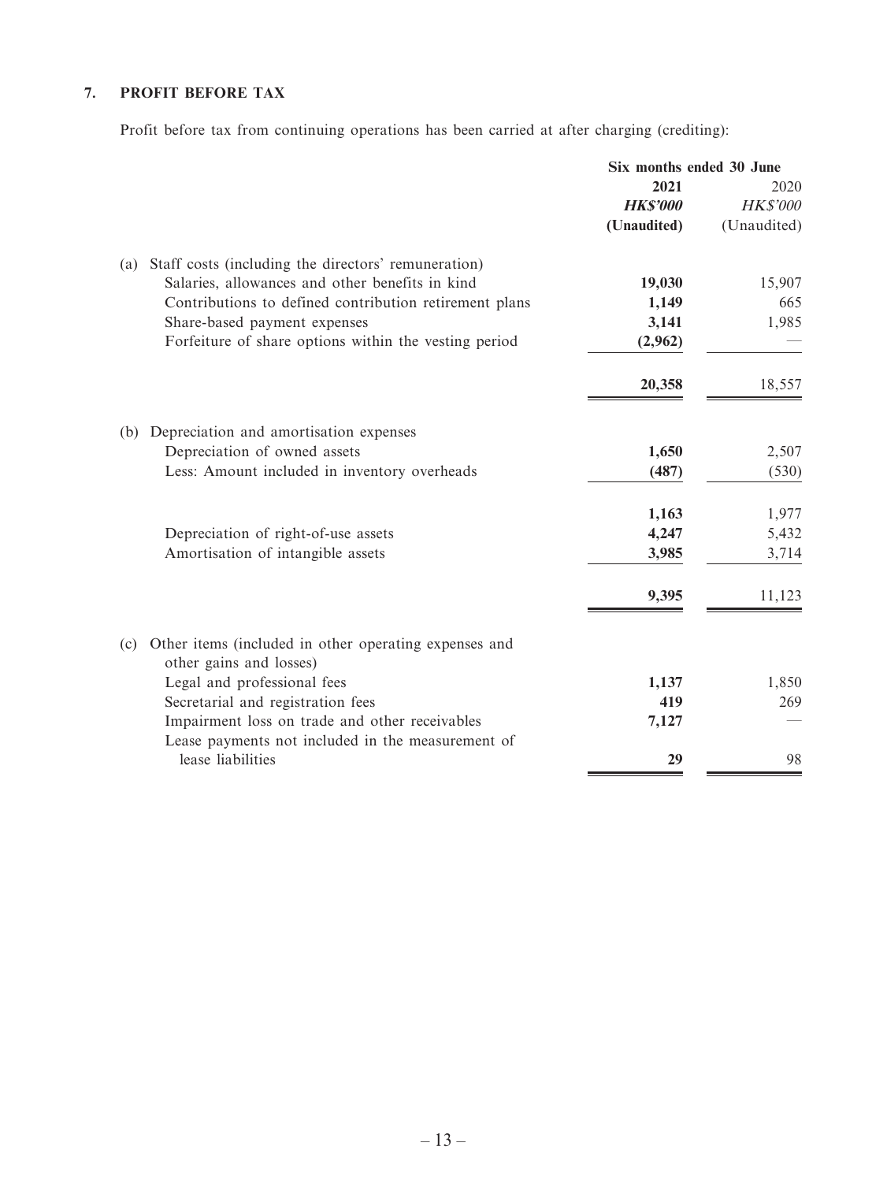## 7. PROFIT BEFORE TAX

Profit before tax from continuing operations has been carried at after charging (crediting):

| | Six months ended 30 June | |
|---|---|---|
| | **2021** | 2020 |
| | ***HK$'000*** | *HK$'000* |
| | **(Unaudited)** | (Unaudited) |
| (a) Staff costs (including the directors' remuneration) | | |
| Salaries, allowances and other benefits in kind | **19,030** | 15,907 |
| Contributions to defined contribution retirement plans | **1,149** | 665 |
| Share-based payment expenses | **3,141** | 1,985 |
| Forfeiture of share options within the vesting period | **(2,962)** | — |
| | **20,358** | 18,557 |
| (b) Depreciation and amortisation expenses | | |
| Depreciation of owned assets | **1,650** | 2,507 |
| Less: Amount included in inventory overheads | **(487)** | (530) |
| | **1,163** | 1,977 |
| Depreciation of right-of-use assets | **4,247** | 5,432 |
| Amortisation of intangible assets | **3,985** | 3,714 |
| | **9,395** | 11,123 |
| (c) Other items (included in other operating expenses and other gains and losses) | | |
| Legal and professional fees | **1,137** | 1,850 |
| Secretarial and registration fees | **419** | 269 |
| Impairment loss on trade and other receivables | **7,127** | — |
| Lease payments not included in the measurement of lease liabilities | **29** | 98 |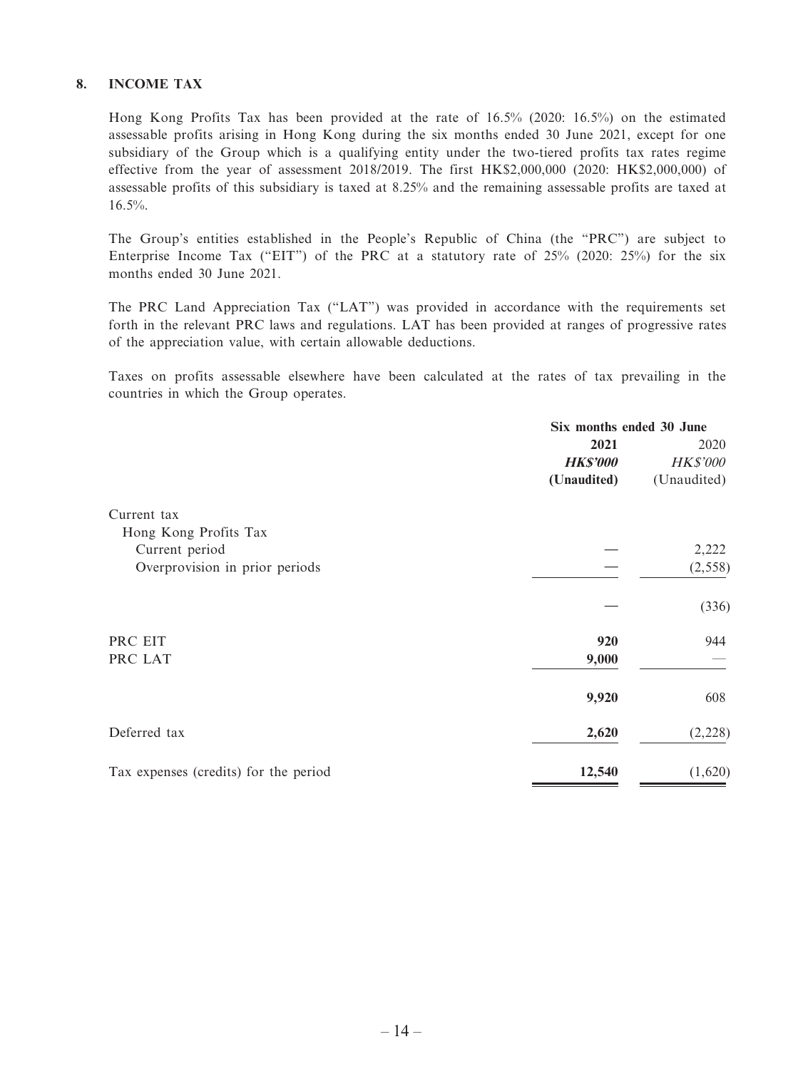## 8. INCOME TAX

Hong Kong Profits Tax has been provided at the rate of 16.5% (2020: 16.5%) on the estimated assessable profits arising in Hong Kong during the six months ended 30 June 2021, except for one subsidiary of the Group which is a qualifying entity under the two-tiered profits tax rates regime effective from the year of assessment 2018/2019. The first HK$2,000,000 (2020: HK$2,000,000) of assessable profits of this subsidiary is taxed at 8.25% and the remaining assessable profits are taxed at 16.5%.

The Group's entities established in the People's Republic of China (the "PRC") are subject to Enterprise Income Tax ("EIT") of the PRC at a statutory rate of 25% (2020: 25%) for the six months ended 30 June 2021.

The PRC Land Appreciation Tax ("LAT") was provided in accordance with the requirements set forth in the relevant PRC laws and regulations. LAT has been provided at ranges of progressive rates of the appreciation value, with certain allowable deductions.

Taxes on profits assessable elsewhere have been calculated at the rates of tax prevailing in the countries in which the Group operates.

| | Six months ended 30 June | |
|---|---|---|
| | **2021** | 2020 |
| | ***HK$'000*** | *HK$'000* |
| | **(Unaudited)** | (Unaudited) |
| Current tax | | |
| Hong Kong Profits Tax | | |
| Current period | **—** | 2,222 |
| Overprovision in prior periods | **—** | (2,558) |
| | **—** | (336) |
| PRC EIT | **920** | 944 |
| PRC LAT | **9,000** | — |
| | **9,920** | 608 |
| Deferred tax | **2,620** | (2,228) |
| Tax expenses (credits) for the period | **12,540** | (1,620) |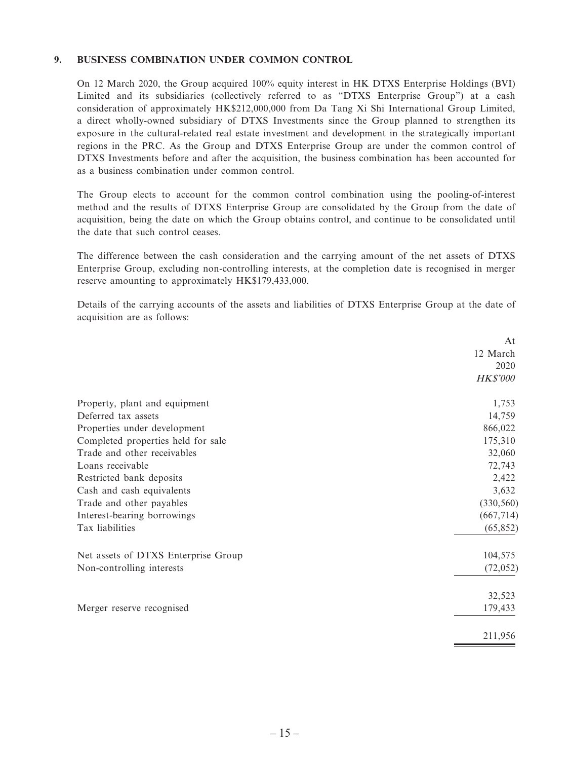## 9. BUSINESS COMBINATION UNDER COMMON CONTROL

On 12 March 2020, the Group acquired 100% equity interest in HK DTXS Enterprise Holdings (BVI) Limited and its subsidiaries (collectively referred to as "DTXS Enterprise Group") at a cash consideration of approximately HK$212,000,000 from Da Tang Xi Shi International Group Limited, a direct wholly-owned subsidiary of DTXS Investments since the Group planned to strengthen its exposure in the cultural-related real estate investment and development in the strategically important regions in the PRC. As the Group and DTXS Enterprise Group are under the common control of DTXS Investments before and after the acquisition, the business combination has been accounted for as a business combination under common control.

The Group elects to account for the common control combination using the pooling-of-interest method and the results of DTXS Enterprise Group are consolidated by the Group from the date of acquisition, being the date on which the Group obtains control, and continue to be consolidated until the date that such control ceases.

The difference between the cash consideration and the carrying amount of the net assets of DTXS Enterprise Group, excluding non-controlling interests, at the completion date is recognised in merger reserve amounting to approximately HK$179,433,000.

Details of the carrying accounts of the assets and liabilities of DTXS Enterprise Group at the date of acquisition are as follows:

| | At 12 March 2020 *HK$'000* |
|---|---:|
| Property, plant and equipment | 1,753 |
| Deferred tax assets | 14,759 |
| Properties under development | 866,022 |
| Completed properties held for sale | 175,310 |
| Trade and other receivables | 32,060 |
| Loans receivable | 72,743 |
| Restricted bank deposits | 2,422 |
| Cash and cash equivalents | 3,632 |
| Trade and other payables | (330,560) |
| Interest-bearing borrowings | (667,714) |
| Tax liabilities | (65,852) |
| Net assets of DTXS Enterprise Group | 104,575 |
| Non-controlling interests | (72,052) |
| | 32,523 |
| Merger reserve recognised | 179,433 |
| | 211,956 |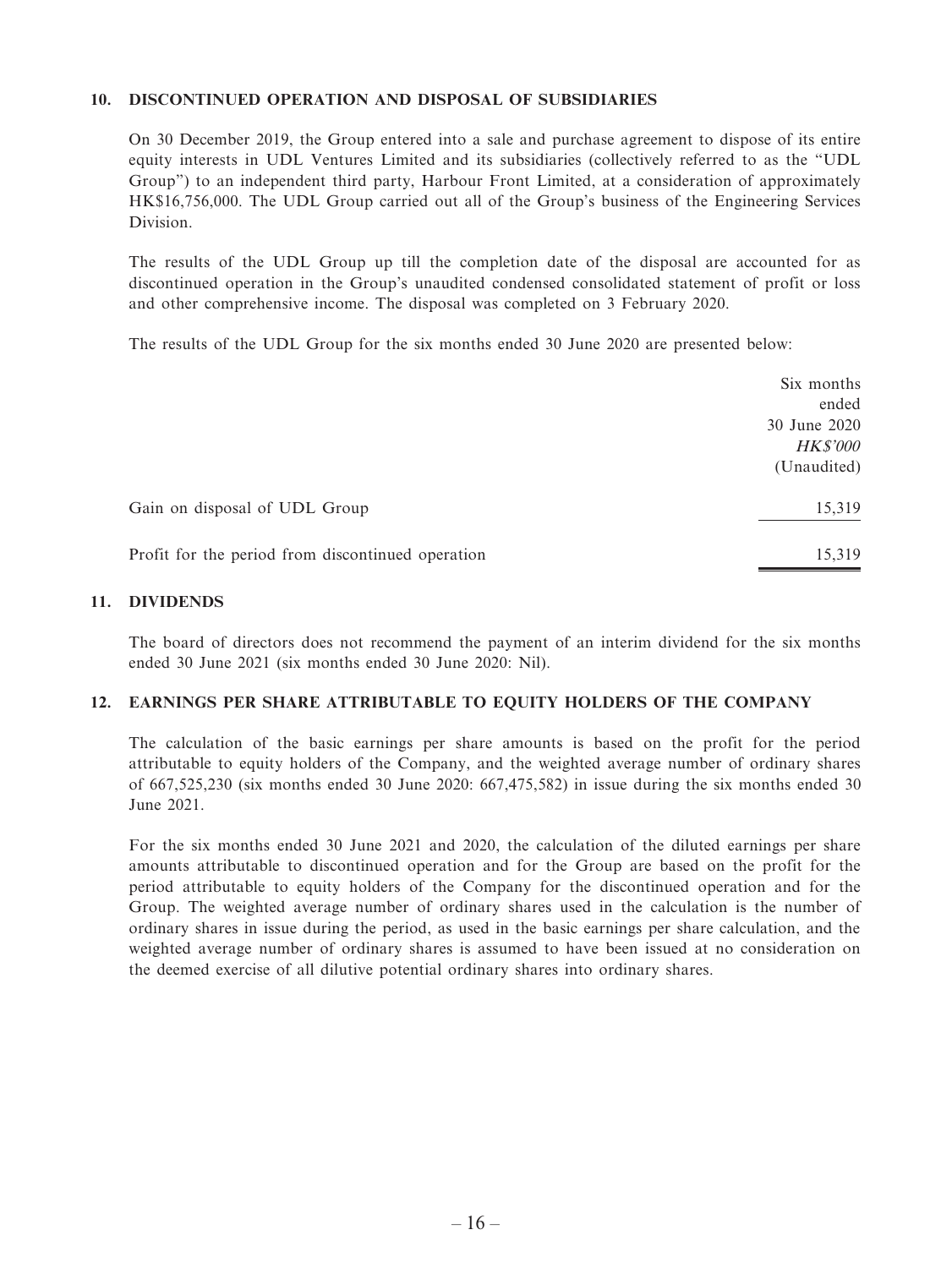## 10. DISCONTINUED OPERATION AND DISPOSAL OF SUBSIDIARIES

On 30 December 2019, the Group entered into a sale and purchase agreement to dispose of its entire equity interests in UDL Ventures Limited and its subsidiaries (collectively referred to as the "UDL Group") to an independent third party, Harbour Front Limited, at a consideration of approximately HK$16,756,000. The UDL Group carried out all of the Group's business of the Engineering Services Division.

The results of the UDL Group up till the completion date of the disposal are accounted for as discontinued operation in the Group's unaudited condensed consolidated statement of profit or loss and other comprehensive income. The disposal was completed on 3 February 2020.

The results of the UDL Group for the six months ended 30 June 2020 are presented below:

| | Six months ended 30 June 2020 *HK$'000* (Unaudited) |
|---|---|
| Gain on disposal of UDL Group | 15,319 |
| Profit for the period from discontinued operation | 15,319 |

## 11. DIVIDENDS

The board of directors does not recommend the payment of an interim dividend for the six months ended 30 June 2021 (six months ended 30 June 2020: Nil).

## 12. EARNINGS PER SHARE ATTRIBUTABLE TO EQUITY HOLDERS OF THE COMPANY

The calculation of the basic earnings per share amounts is based on the profit for the period attributable to equity holders of the Company, and the weighted average number of ordinary shares of 667,525,230 (six months ended 30 June 2020: 667,475,582) in issue during the six months ended 30 June 2021.

For the six months ended 30 June 2021 and 2020, the calculation of the diluted earnings per share amounts attributable to discontinued operation and for the Group are based on the profit for the period attributable to equity holders of the Company for the discontinued operation and for the Group. The weighted average number of ordinary shares used in the calculation is the number of ordinary shares in issue during the period, as used in the basic earnings per share calculation, and the weighted average number of ordinary shares is assumed to have been issued at no consideration on the deemed exercise of all dilutive potential ordinary shares into ordinary shares.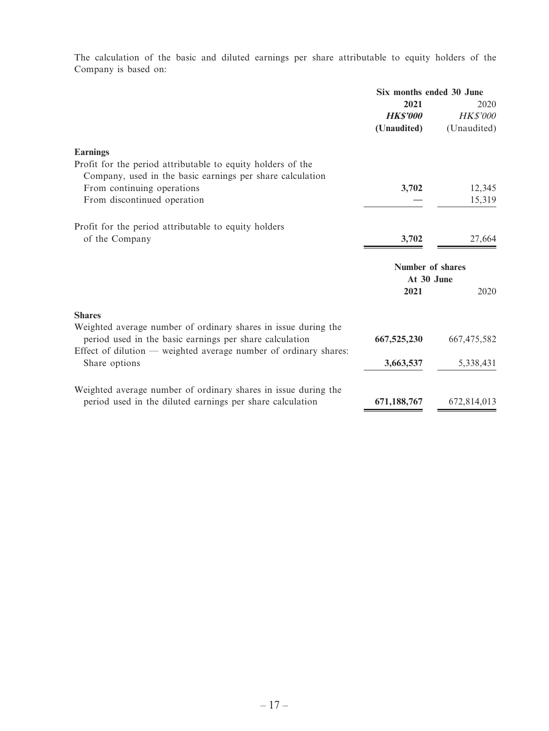The calculation of the basic and diluted earnings per share attributable to equity holders of the Company is based on:

| | Six months ended 30 June | |
|---|---|---|
| | **2021** | 2020 |
| | ***HK$'000*** | *HK$'000* |
| | **(Unaudited)** | (Unaudited) |
| **Earnings** | | |
| Profit for the period attributable to equity holders of the Company, used in the basic earnings per share calculation | | |
| From continuing operations | **3,702** | 12,345 |
| From discontinued operation | — | 15,319 |
| Profit for the period attributable to equity holders of the Company | **3,702** | 27,664 |

| | Number of shares | |
|---|---|---|
| | At 30 June | |
| | **2021** | 2020 |
| **Shares** | | |
| Weighted average number of ordinary shares in issue during the period used in the basic earnings per share calculation | **667,525,230** | 667,475,582 |
| Effect of dilution — weighted average number of ordinary shares: | | |
| Share options | **3,663,537** | 5,338,431 |
| Weighted average number of ordinary shares in issue during the period used in the diluted earnings per share calculation | **671,188,767** | 672,814,013 |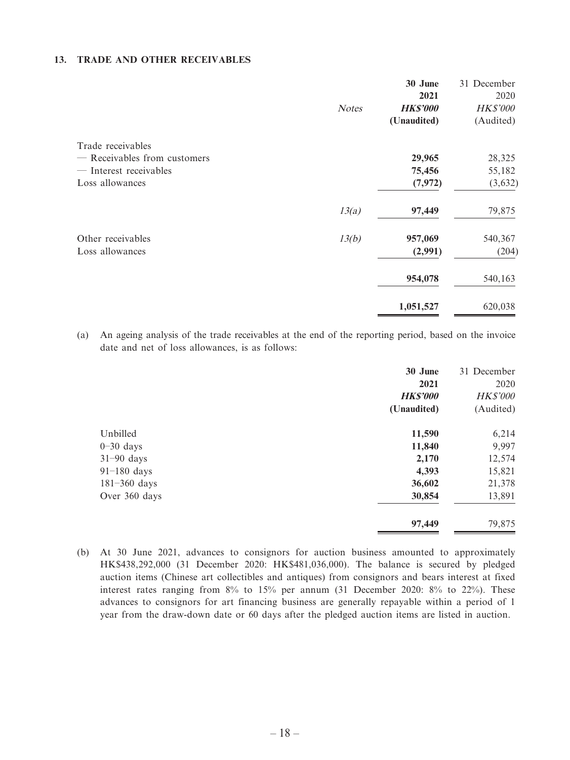### 13. TRADE AND OTHER RECEIVABLES

| | *Notes* | **30 June 2021** | 31 December 2020 |
|---|---|---|---|
| | | ***HK$'000*** | *HK$'000* |
| | | **(Unaudited)** | (Audited) |
| Trade receivables | | | |
| — Receivables from customers | | **29,965** | 28,325 |
| — Interest receivables | | **75,456** | 55,182 |
| Loss allowances | | **(7,972)** | (3,632) |
| | *13(a)* | **97,449** | 79,875 |
| Other receivables | *13(b)* | **957,069** | 540,367 |
| Loss allowances | | **(2,991)** | (204) |
| | | **954,078** | 540,163 |
| | | **1,051,527** | 620,038 |

(a) An ageing analysis of the trade receivables at the end of the reporting period, based on the invoice date and net of loss allowances, is as follows:

| | **30 June 2021** | 31 December 2020 |
|---|---|---|
| | ***HK$'000*** | *HK$'000* |
| | **(Unaudited)** | (Audited) |
| Unbilled | **11,590** | 6,214 |
| 0–30 days | **11,840** | 9,997 |
| 31–90 days | **2,170** | 12,574 |
| 91–180 days | **4,393** | 15,821 |
| 181–360 days | **36,602** | 21,378 |
| Over 360 days | **30,854** | 13,891 |
| | **97,449** | 79,875 |

(b) At 30 June 2021, advances to consignors for auction business amounted to approximately HK$438,292,000 (31 December 2020: HK$481,036,000). The balance is secured by pledged auction items (Chinese art collectibles and antiques) from consignors and bears interest at fixed interest rates ranging from 8% to 15% per annum (31 December 2020: 8% to 22%). These advances to consignors for art financing business are generally repayable within a period of 1 year from the draw-down date or 60 days after the pledged auction items are listed in auction.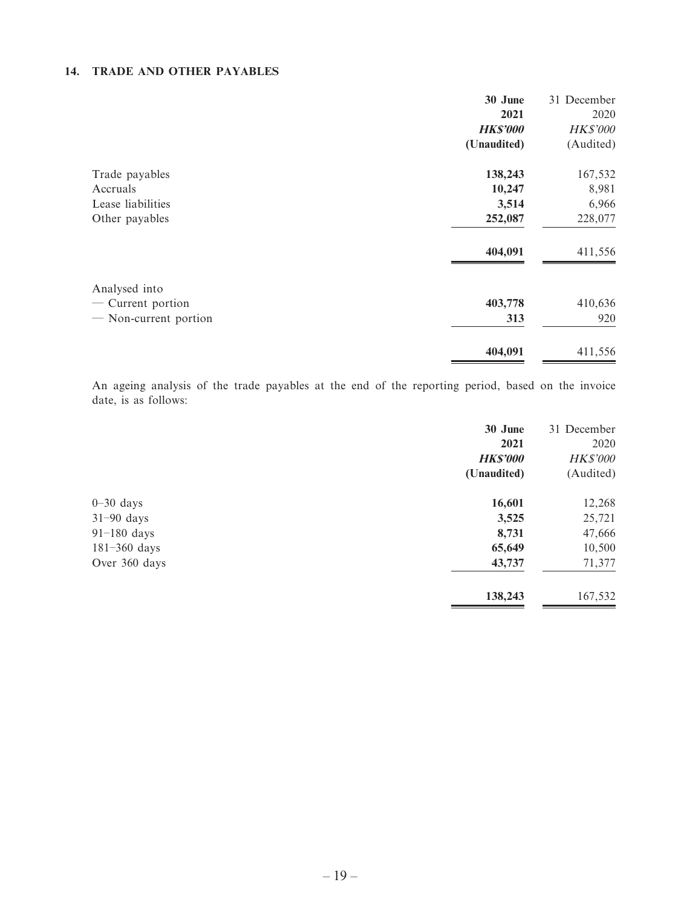### 14. TRADE AND OTHER PAYABLES

| | **30 June 2021** | 31 December 2020 |
|---|---|---|
| | ***HK$'000*** | *HK$'000* |
| | **(Unaudited)** | (Audited) |
| Trade payables | **138,243** | 167,532 |
| Accruals | **10,247** | 8,981 |
| Lease liabilities | **3,514** | 6,966 |
| Other payables | **252,087** | 228,077 |
| | **404,091** | 411,556 |
| Analysed into | | |
| — Current portion | **403,778** | 410,636 |
| — Non-current portion | **313** | 920 |
| | **404,091** | 411,556 |

An ageing analysis of the trade payables at the end of the reporting period, based on the invoice date, is as follows:

| | **30 June 2021** | 31 December 2020 |
|---|---|---|
| | ***HK$'000*** | *HK$'000* |
| | **(Unaudited)** | (Audited) |
| 0–30 days | **16,601** | 12,268 |
| 31–90 days | **3,525** | 25,721 |
| 91–180 days | **8,731** | 47,666 |
| 181–360 days | **65,649** | 10,500 |
| Over 360 days | **43,737** | 71,377 |
| | **138,243** | 167,532 |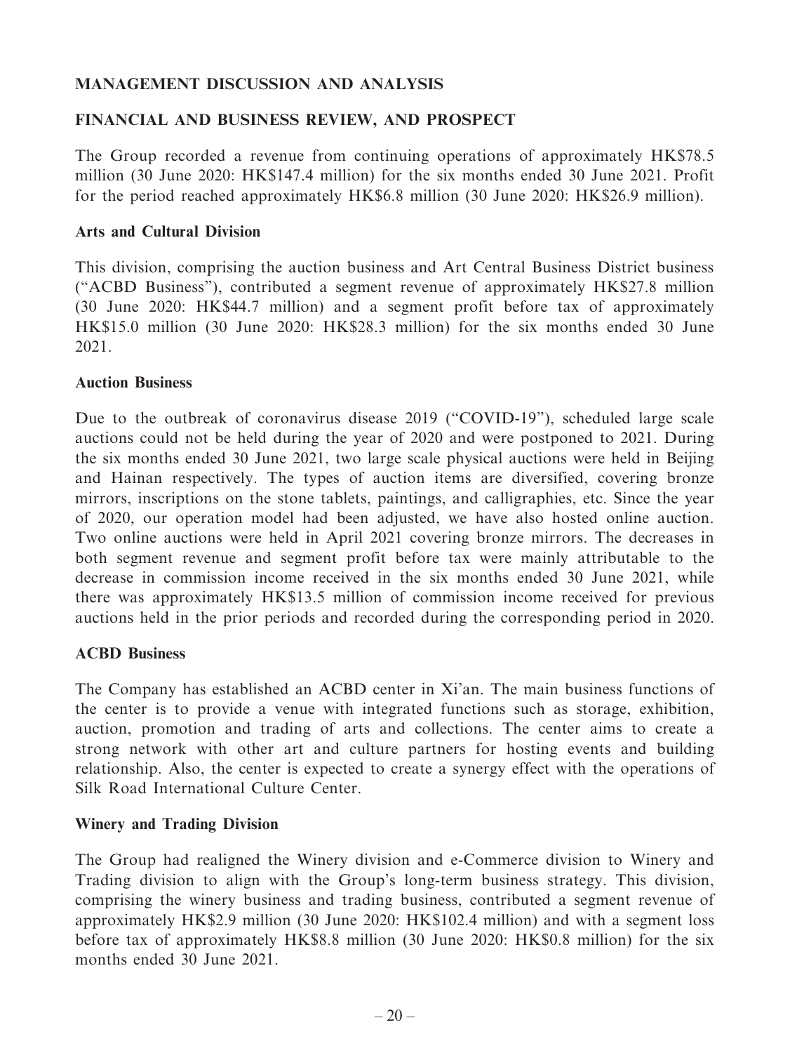## MANAGEMENT DISCUSSION AND ANALYSIS

## FINANCIAL AND BUSINESS REVIEW, AND PROSPECT

The Group recorded a revenue from continuing operations of approximately HK$78.5 million (30 June 2020: HK$147.4 million) for the six months ended 30 June 2021. Profit for the period reached approximately HK$6.8 million (30 June 2020: HK$26.9 million).

### Arts and Cultural Division

This division, comprising the auction business and Art Central Business District business ("ACBD Business"), contributed a segment revenue of approximately HK$27.8 million (30 June 2020: HK$44.7 million) and a segment profit before tax of approximately HK$15.0 million (30 June 2020: HK$28.3 million) for the six months ended 30 June 2021.

### Auction Business

Due to the outbreak of coronavirus disease 2019 ("COVID-19"), scheduled large scale auctions could not be held during the year of 2020 and were postponed to 2021. During the six months ended 30 June 2021, two large scale physical auctions were held in Beijing and Hainan respectively. The types of auction items are diversified, covering bronze mirrors, inscriptions on the stone tablets, paintings, and calligraphies, etc. Since the year of 2020, our operation model had been adjusted, we have also hosted online auction. Two online auctions were held in April 2021 covering bronze mirrors. The decreases in both segment revenue and segment profit before tax were mainly attributable to the decrease in commission income received in the six months ended 30 June 2021, while there was approximately HK$13.5 million of commission income received for previous auctions held in the prior periods and recorded during the corresponding period in 2020.

### ACBD Business

The Company has established an ACBD center in Xi'an. The main business functions of the center is to provide a venue with integrated functions such as storage, exhibition, auction, promotion and trading of arts and collections. The center aims to create a strong network with other art and culture partners for hosting events and building relationship. Also, the center is expected to create a synergy effect with the operations of Silk Road International Culture Center.

### Winery and Trading Division

The Group had realigned the Winery division and e-Commerce division to Winery and Trading division to align with the Group's long-term business strategy. This division, comprising the winery business and trading business, contributed a segment revenue of approximately HK$2.9 million (30 June 2020: HK$102.4 million) and with a segment loss before tax of approximately HK$8.8 million (30 June 2020: HK$0.8 million) for the six months ended 30 June 2021.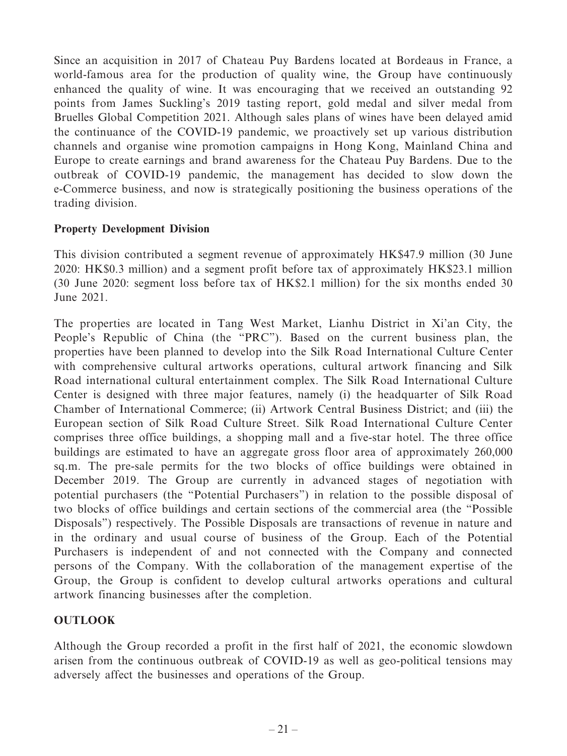Since an acquisition in 2017 of Chateau Puy Bardens located at Bordeaus in France, a world-famous area for the production of quality wine, the Group have continuously enhanced the quality of wine. It was encouraging that we received an outstanding 92 points from James Suckling's 2019 tasting report, gold medal and silver medal from Bruelles Global Competition 2021. Although sales plans of wines have been delayed amid the continuance of the COVID-19 pandemic, we proactively set up various distribution channels and organise wine promotion campaigns in Hong Kong, Mainland China and Europe to create earnings and brand awareness for the Chateau Puy Bardens. Due to the outbreak of COVID-19 pandemic, the management has decided to slow down the e-Commerce business, and now is strategically positioning the business operations of the trading division.

**Property Development Division**

This division contributed a segment revenue of approximately HK$47.9 million (30 June 2020: HK$0.3 million) and a segment profit before tax of approximately HK$23.1 million (30 June 2020: segment loss before tax of HK$2.1 million) for the six months ended 30 June 2021.

The properties are located in Tang West Market, Lianhu District in Xi'an City, the People's Republic of China (the "PRC"). Based on the current business plan, the properties have been planned to develop into the Silk Road International Culture Center with comprehensive cultural artworks operations, cultural artwork financing and Silk Road international cultural entertainment complex. The Silk Road International Culture Center is designed with three major features, namely (i) the headquarter of Silk Road Chamber of International Commerce; (ii) Artwork Central Business District; and (iii) the European section of Silk Road Culture Street. Silk Road International Culture Center comprises three office buildings, a shopping mall and a five-star hotel. The three office buildings are estimated to have an aggregate gross floor area of approximately 260,000 sq.m. The pre-sale permits for the two blocks of office buildings were obtained in December 2019. The Group are currently in advanced stages of negotiation with potential purchasers (the "Potential Purchasers") in relation to the possible disposal of two blocks of office buildings and certain sections of the commercial area (the "Possible Disposals") respectively. The Possible Disposals are transactions of revenue in nature and in the ordinary and usual course of business of the Group. Each of the Potential Purchasers is independent of and not connected with the Company and connected persons of the Company. With the collaboration of the management expertise of the Group, the Group is confident to develop cultural artworks operations and cultural artwork financing businesses after the completion.

## OUTLOOK

Although the Group recorded a profit in the first half of 2021, the economic slowdown arisen from the continuous outbreak of COVID-19 as well as geo-political tensions may adversely affect the businesses and operations of the Group.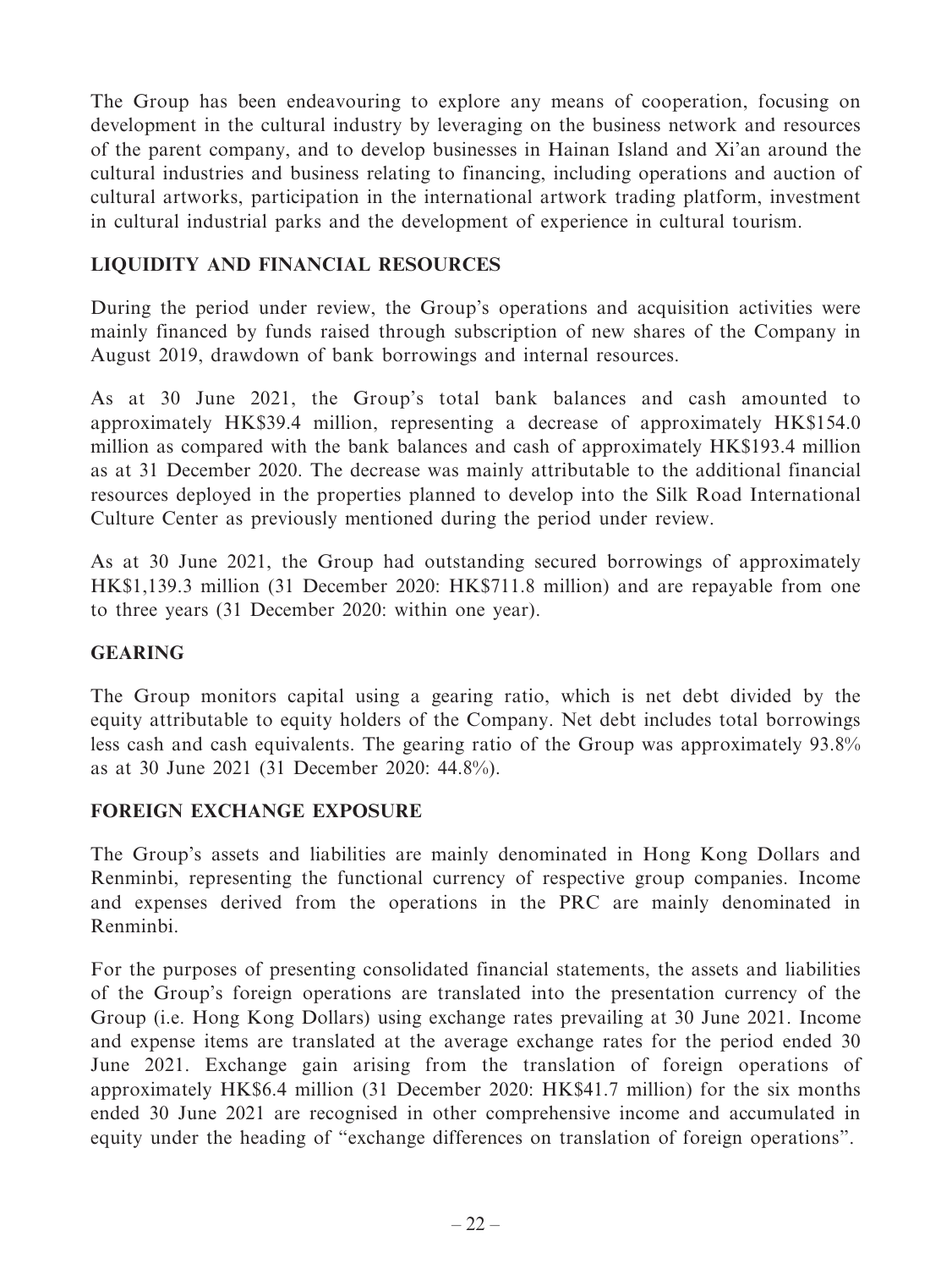The Group has been endeavouring to explore any means of cooperation, focusing on development in the cultural industry by leveraging on the business network and resources of the parent company, and to develop businesses in Hainan Island and Xi'an around the cultural industries and business relating to financing, including operations and auction of cultural artworks, participation in the international artwork trading platform, investment in cultural industrial parks and the development of experience in cultural tourism.

## LIQUIDITY AND FINANCIAL RESOURCES

During the period under review, the Group's operations and acquisition activities were mainly financed by funds raised through subscription of new shares of the Company in August 2019, drawdown of bank borrowings and internal resources.

As at 30 June 2021, the Group's total bank balances and cash amounted to approximately HK$39.4 million, representing a decrease of approximately HK$154.0 million as compared with the bank balances and cash of approximately HK$193.4 million as at 31 December 2020. The decrease was mainly attributable to the additional financial resources deployed in the properties planned to develop into the Silk Road International Culture Center as previously mentioned during the period under review.

As at 30 June 2021, the Group had outstanding secured borrowings of approximately HK$1,139.3 million (31 December 2020: HK$711.8 million) and are repayable from one to three years (31 December 2020: within one year).

## GEARING

The Group monitors capital using a gearing ratio, which is net debt divided by the equity attributable to equity holders of the Company. Net debt includes total borrowings less cash and cash equivalents. The gearing ratio of the Group was approximately 93.8% as at 30 June 2021 (31 December 2020: 44.8%).

## FOREIGN EXCHANGE EXPOSURE

The Group's assets and liabilities are mainly denominated in Hong Kong Dollars and Renminbi, representing the functional currency of respective group companies. Income and expenses derived from the operations in the PRC are mainly denominated in Renminbi.

For the purposes of presenting consolidated financial statements, the assets and liabilities of the Group's foreign operations are translated into the presentation currency of the Group (i.e. Hong Kong Dollars) using exchange rates prevailing at 30 June 2021. Income and expense items are translated at the average exchange rates for the period ended 30 June 2021. Exchange gain arising from the translation of foreign operations of approximately HK$6.4 million (31 December 2020: HK$41.7 million) for the six months ended 30 June 2021 are recognised in other comprehensive income and accumulated in equity under the heading of "exchange differences on translation of foreign operations".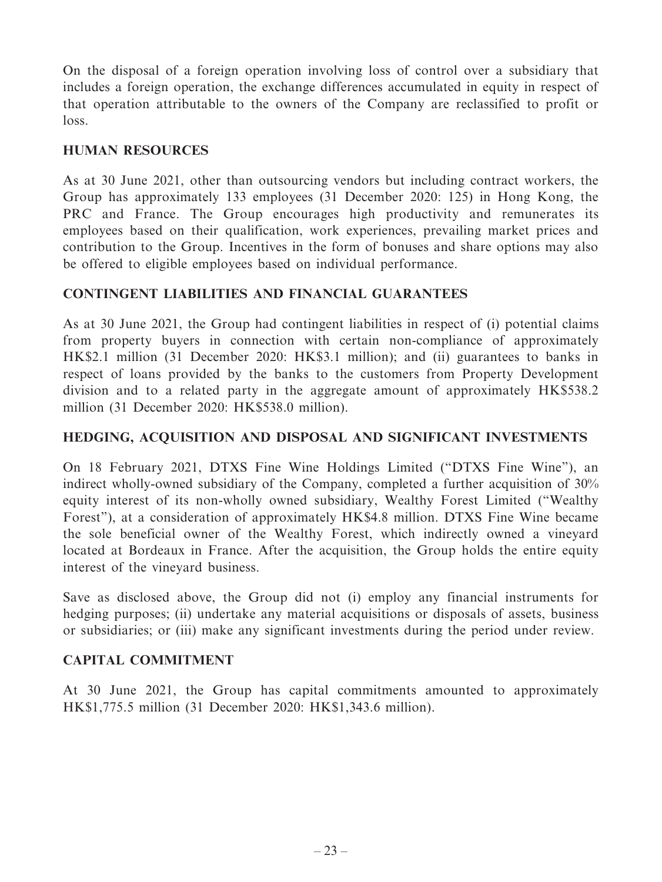On the disposal of a foreign operation involving loss of control over a subsidiary that includes a foreign operation, the exchange differences accumulated in equity in respect of that operation attributable to the owners of the Company are reclassified to profit or loss.

## HUMAN RESOURCES

As at 30 June 2021, other than outsourcing vendors but including contract workers, the Group has approximately 133 employees (31 December 2020: 125) in Hong Kong, the PRC and France. The Group encourages high productivity and remunerates its employees based on their qualification, work experiences, prevailing market prices and contribution to the Group. Incentives in the form of bonuses and share options may also be offered to eligible employees based on individual performance.

## CONTINGENT LIABILITIES AND FINANCIAL GUARANTEES

As at 30 June 2021, the Group had contingent liabilities in respect of (i) potential claims from property buyers in connection with certain non-compliance of approximately HK$2.1 million (31 December 2020: HK$3.1 million); and (ii) guarantees to banks in respect of loans provided by the banks to the customers from Property Development division and to a related party in the aggregate amount of approximately HK$538.2 million (31 December 2020: HK$538.0 million).

## HEDGING, ACQUISITION AND DISPOSAL AND SIGNIFICANT INVESTMENTS

On 18 February 2021, DTXS Fine Wine Holdings Limited ("DTXS Fine Wine"), an indirect wholly-owned subsidiary of the Company, completed a further acquisition of 30% equity interest of its non-wholly owned subsidiary, Wealthy Forest Limited ("Wealthy Forest"), at a consideration of approximately HK$4.8 million. DTXS Fine Wine became the sole beneficial owner of the Wealthy Forest, which indirectly owned a vineyard located at Bordeaux in France. After the acquisition, the Group holds the entire equity interest of the vineyard business.

Save as disclosed above, the Group did not (i) employ any financial instruments for hedging purposes; (ii) undertake any material acquisitions or disposals of assets, business or subsidiaries; or (iii) make any significant investments during the period under review.

## CAPITAL COMMITMENT

At 30 June 2021, the Group has capital commitments amounted to approximately HK$1,775.5 million (31 December 2020: HK$1,343.6 million).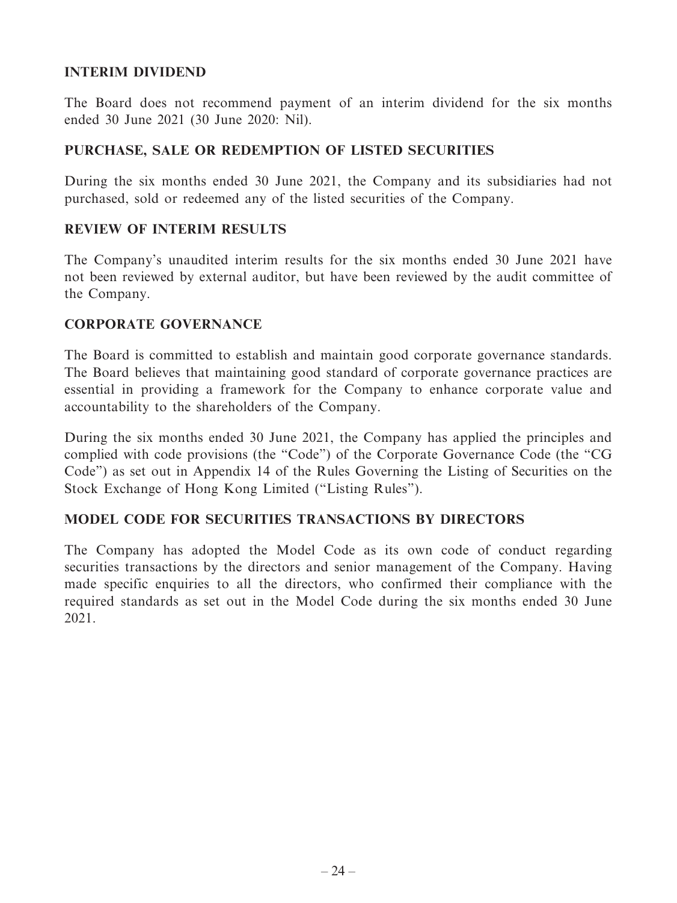## INTERIM DIVIDEND

The Board does not recommend payment of an interim dividend for the six months ended 30 June 2021 (30 June 2020: Nil).

## PURCHASE, SALE OR REDEMPTION OF LISTED SECURITIES

During the six months ended 30 June 2021, the Company and its subsidiaries had not purchased, sold or redeemed any of the listed securities of the Company.

## REVIEW OF INTERIM RESULTS

The Company's unaudited interim results for the six months ended 30 June 2021 have not been reviewed by external auditor, but have been reviewed by the audit committee of the Company.

## CORPORATE GOVERNANCE

The Board is committed to establish and maintain good corporate governance standards. The Board believes that maintaining good standard of corporate governance practices are essential in providing a framework for the Company to enhance corporate value and accountability to the shareholders of the Company.

During the six months ended 30 June 2021, the Company has applied the principles and complied with code provisions (the "Code") of the Corporate Governance Code (the "CG Code") as set out in Appendix 14 of the Rules Governing the Listing of Securities on the Stock Exchange of Hong Kong Limited ("Listing Rules").

## MODEL CODE FOR SECURITIES TRANSACTIONS BY DIRECTORS

The Company has adopted the Model Code as its own code of conduct regarding securities transactions by the directors and senior management of the Company. Having made specific enquiries to all the directors, who confirmed their compliance with the required standards as set out in the Model Code during the six months ended 30 June 2021.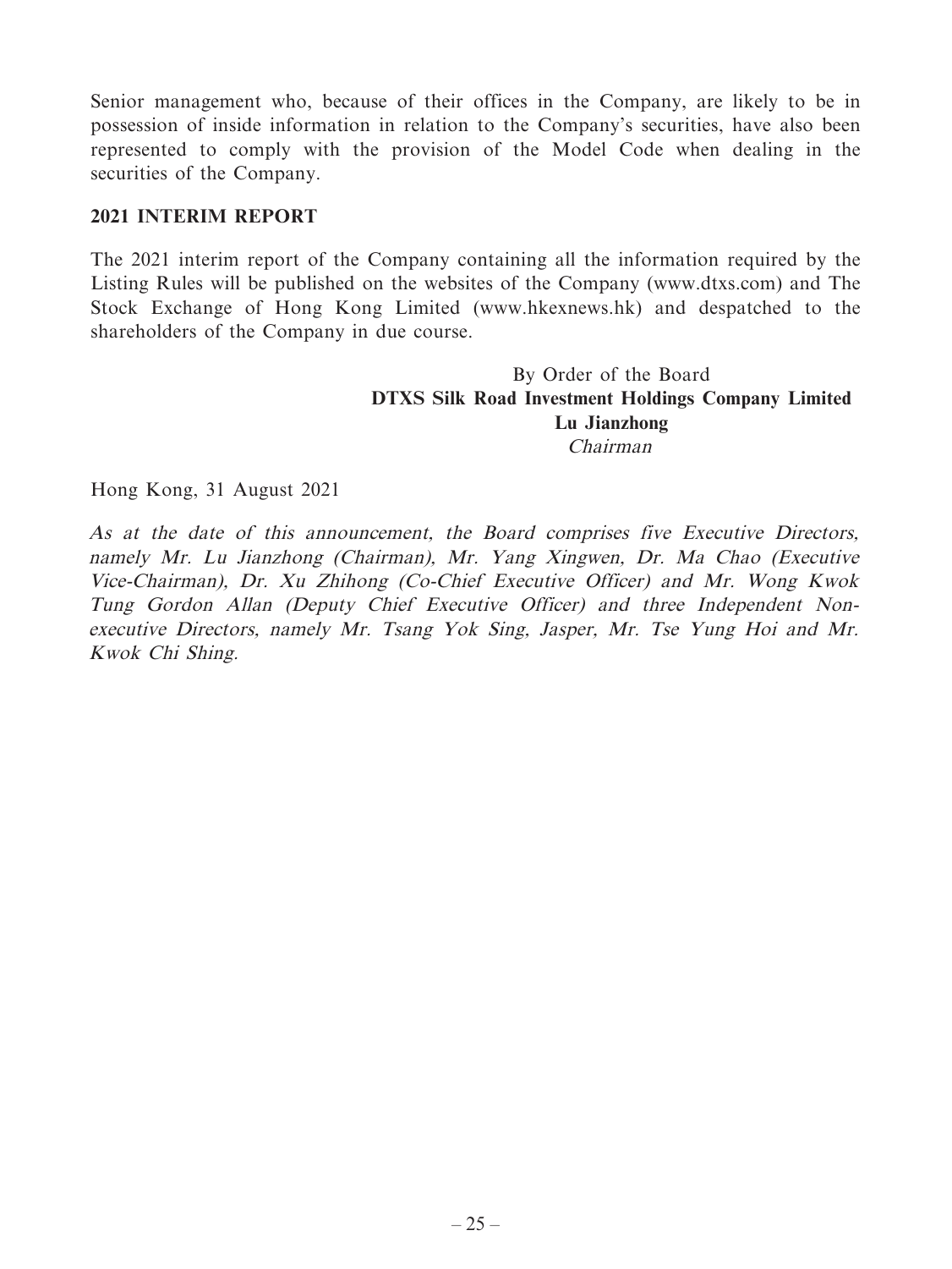Senior management who, because of their offices in the Company, are likely to be in possession of inside information in relation to the Company's securities, have also been represented to comply with the provision of the Model Code when dealing in the securities of the Company.

## 2021 INTERIM REPORT

The 2021 interim report of the Company containing all the information required by the Listing Rules will be published on the websites of the Company (www.dtxs.com) and The Stock Exchange of Hong Kong Limited (www.hkexnews.hk) and despatched to the shareholders of the Company in due course.

By Order of the Board
**DTXS Silk Road Investment Holdings Company Limited**
**Lu Jianzhong**
*Chairman*

Hong Kong, 31 August 2021

*As at the date of this announcement, the Board comprises five Executive Directors, namely Mr. Lu Jianzhong (Chairman), Mr. Yang Xingwen, Dr. Ma Chao (Executive Vice-Chairman), Dr. Xu Zhihong (Co-Chief Executive Officer) and Mr. Wong Kwok Tung Gordon Allan (Deputy Chief Executive Officer) and three Independent Non-executive Directors, namely Mr. Tsang Yok Sing, Jasper, Mr. Tse Yung Hoi and Mr. Kwok Chi Shing.*